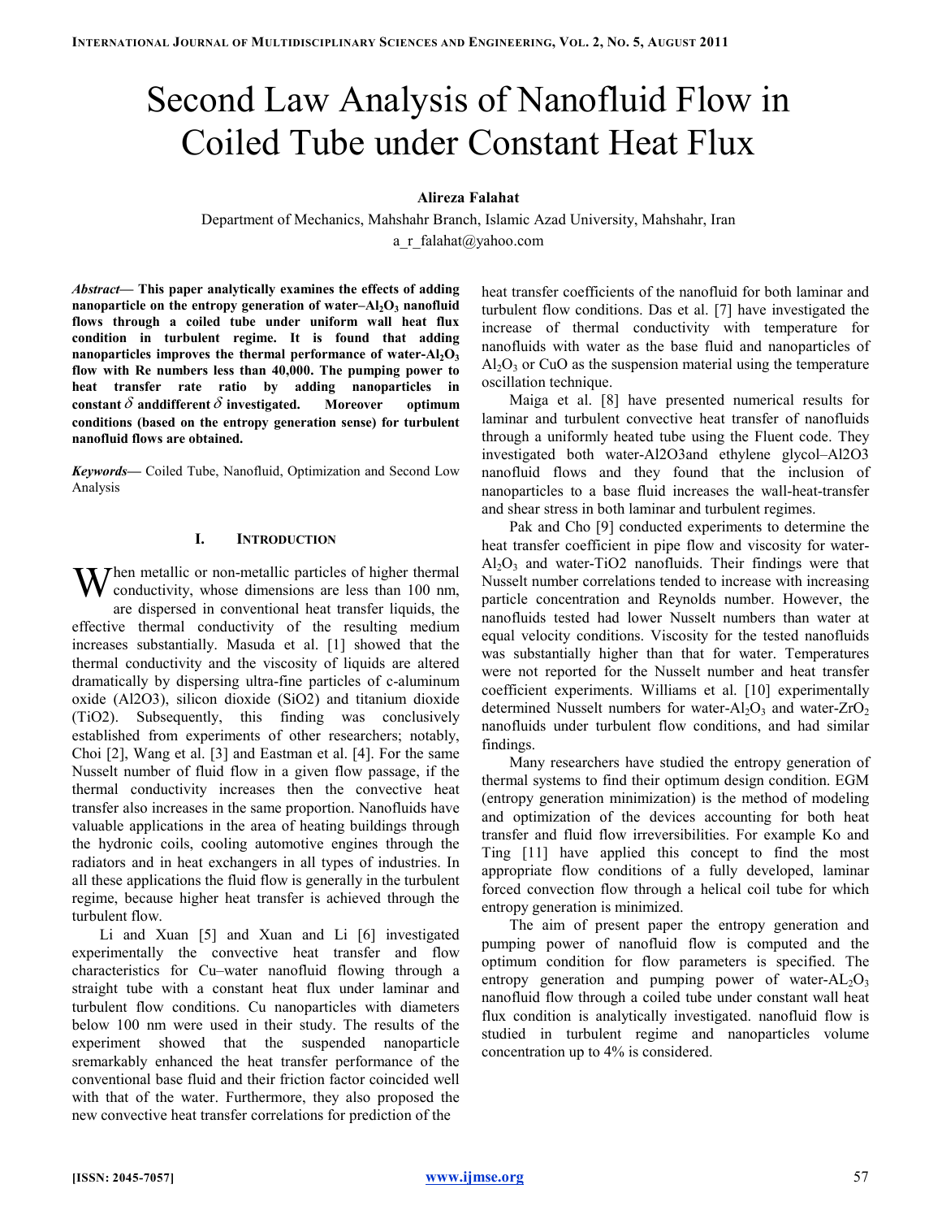# Second Law Analysis of Nanofluid Flow in Coiled Tube under Constant Heat Flux

**Alireza Falahat**

Department of Mechanics, Mahshahr Branch, Islamic Azad University, Mahshahr, Iran

a_r_falahat@yahoo.com

***Abstract*— This paper analytically examines the effects of adding nanoparticle on the entropy generation of water–$Al_2O_3$ nanofluid flows through a coiled tube under uniform wall heat flux condition in turbulent regime. It is found that adding nanoparticles improves the thermal performance of water-$Al_2O_3$ flow with Re numbers less than 40,000. The pumping power to heat transfer rate ratio by adding nanoparticles in constant $\delta$ anddifferent $\delta$ investigated. Moreover optimum conditions (based on the entropy generation sense) for turbulent nanofluid flows are obtained.**

***Keywords*—** Coiled Tube, Nanofluid, Optimization and Second Low Analysis

## I. Introduction

When metallic or non-metallic particles of higher thermal conductivity, whose dimensions are less than 100 nm, are dispersed in conventional heat transfer liquids, the effective thermal conductivity of the resulting medium increases substantially. Masuda et al. [1] showed that the thermal conductivity and the viscosity of liquids are altered dramatically by dispersing ultra-fine particles of c-aluminum oxide (Al2O3), silicon dioxide (SiO2) and titanium dioxide (TiO2). Subsequently, this finding was conclusively established from experiments of other researchers; notably, Choi [2], Wang et al. [3] and Eastman et al. [4]. For the same Nusselt number of fluid flow in a given flow passage, if the thermal conductivity increases then the convective heat transfer also increases in the same proportion. Nanofluids have valuable applications in the area of heating buildings through the hydronic coils, cooling automotive engines through the radiators and in heat exchangers in all types of industries. In all these applications the fluid flow is generally in the turbulent regime, because higher heat transfer is achieved through the turbulent flow.

Li and Xuan [5] and Xuan and Li [6] investigated experimentally the convective heat transfer and flow characteristics for Cu–water nanofluid flowing through a straight tube with a constant heat flux under laminar and turbulent flow conditions. Cu nanoparticles with diameters below 100 nm were used in their study. The results of the experiment showed that the suspended nanoparticle sremarkably enhanced the heat transfer performance of the conventional base fluid and their friction factor coincided well with that of the water. Furthermore, they also proposed the new convective heat transfer correlations for prediction of the heat transfer coefficients of the nanofluid for both laminar and turbulent flow conditions. Das et al. [7] have investigated the increase of thermal conductivity with temperature for nanofluids with water as the base fluid and nanoparticles of $Al_2O_3$ or CuO as the suspension material using the temperature oscillation technique.

Maiga et al. [8] have presented numerical results for laminar and turbulent convective heat transfer of nanofluids through a uniformly heated tube using the Fluent code. They investigated both water-Al2O3and ethylene glycol–Al2O3 nanofluid flows and they found that the inclusion of nanoparticles to a base fluid increases the wall-heat-transfer and shear stress in both laminar and turbulent regimes.

Pak and Cho [9] conducted experiments to determine the heat transfer coefficient in pipe flow and viscosity for water-$Al_2O_3$ and water-TiO2 nanofluids. Their findings were that Nusselt number correlations tended to increase with increasing particle concentration and Reynolds number. However, the nanofluids tested had lower Nusselt numbers than water at equal velocity conditions. Viscosity for the tested nanofluids was substantially higher than that for water. Temperatures were not reported for the Nusselt number and heat transfer coefficient experiments. Williams et al. [10] experimentally determined Nusselt numbers for water-$Al_2O_3$ and water-$ZrO_2$ nanofluids under turbulent flow conditions, and had similar findings.

Many researchers have studied the entropy generation of thermal systems to find their optimum design condition. EGM (entropy generation minimization) is the method of modeling and optimization of the devices accounting for both heat transfer and fluid flow irreversibilities. For example Ko and Ting [11] have applied this concept to find the most appropriate flow conditions of a fully developed, laminar forced convection flow through a helical coil tube for which entropy generation is minimized.

The aim of present paper the entropy generation and pumping power of nanofluid flow is computed and the optimum condition for flow parameters is specified. The entropy generation and pumping power of water-$AL_2O_3$ nanofluid flow through a coiled tube under constant wall heat flux condition is analytically investigated. nanofluid flow is studied in turbulent regime and nanoparticles volume concentration up to 4% is considered.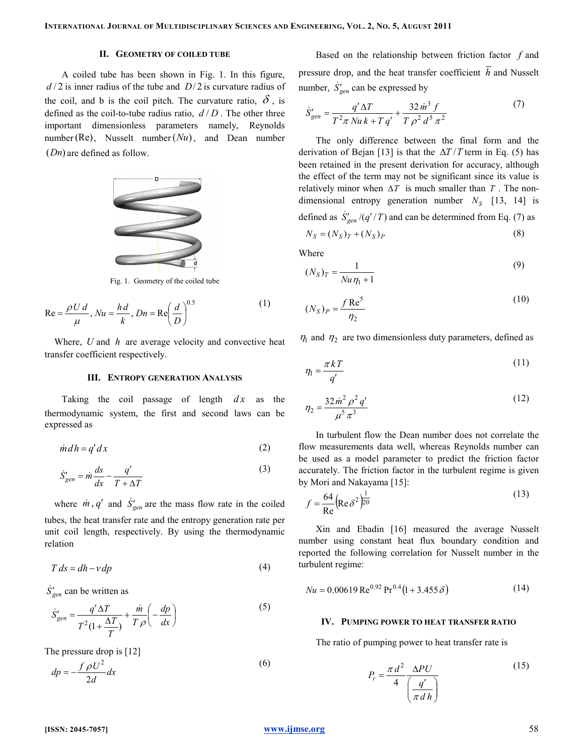## II. Geometry of Coiled Tube

A coiled tube has been shown in Fig. 1. In this figure, $d/2$ is inner radius of the tube and $D/2$ is curvature radius of the coil, and b is the coil pitch. The curvature ratio, $\delta$, is defined as the coil-to-tube radius ratio, $d/D$. The other three important dimensionless parameters namely, Reynolds number $(\mathrm{Re})$, Nusselt number $(Nu)$, and Dean number $(Dn)$ are defined as follow.

Fig. 1. Geometry of the coiled tube

$$\mathrm{Re} = \frac{\rho U d}{\mu},\; Nu = \frac{h d}{k},\; Dn = \mathrm{Re}\left(\frac{d}{D}\right)^{0.5} \tag{1}$$

Where, $U$ and $h$ are average velocity and convective heat transfer coefficient respectively.

## III. Entropy Generation Analysis

Taking the coil passage of length $dx$ as the thermodynamic system, the first and second laws can be expressed as

$$\dot{m}\, dh = q'\, dx \tag{2}$$

$$\dot{S}'_{gen} = \dot{m}\frac{ds}{dx} - \frac{q'}{T + \Delta T} \tag{3}$$

where $\dot{m}$, $q'$ and $\dot{S}'_{gen}$ are the mass flow rate in the coiled tubes, the heat transfer rate and the entropy generation rate per unit coil length, respectively. By using the thermodynamic relation

$$T\, ds = dh - v\, dp \tag{4}$$

$\dot{S}'_{gen}$ can be written as

$$\dot{S}'_{gen} = \frac{q'\,\Delta T}{T^2 (1 + \frac{\Delta T}{T})} + \frac{\dot{m}}{T\rho}\left(-\frac{dp}{dx}\right) \tag{5}$$

The pressure drop is [12]

$$dp = -\frac{f \rho U^2}{2d} dx \tag{6}$$

Based on the relationship between friction factor $f$ and pressure drop, and the heat transfer coefficient $\bar{h}$ and Nusselt number, $\dot{S}'_{gen}$ can be expressed by

$$\dot{S}'_{gen} = \frac{q'\,\Delta T}{T^2 \pi\, Nu\, k + T\, q'} + \frac{32\, \dot{m}^3 f}{T \rho^2 d^5 \pi^2} \tag{7}$$

The only difference between the final form and the derivation of Bejan [13] is that the $\Delta T / T$ term in Eq. (5) has been retained in the present derivation for accuracy, although the effect of the term may not be significant since its value is relatively minor when $\Delta T$ is much smaller than $T$. The non-dimensional entropy generation number $N_S$ [13, 14] is defined as $\dot{S}'_{gen}/(q'/T)$ and can be determined from Eq. (7) as

$$N_S = (N_S)_T + (N_S)_P \tag{8}$$

Where

$$(N_S)_T = \frac{1}{Nu\, \eta_1 + 1} \tag{9}$$

$$(N_S)_P = \frac{f\, \mathrm{Re}^5}{\eta_2} \tag{10}$$

$\eta_1$ and $\eta_2$ are two dimensionless duty parameters, defined as

$$\eta_1 = \frac{\pi k T}{q'} \tag{11}$$

$$\eta_2 = \frac{32\, \dot{m}^2 \rho^2 q'}{\mu^5 \pi^3} \tag{12}$$

In turbulent flow the Dean number does not correlate the flow measurements data well, whereas Reynolds number can be used as a model parameter to predict the friction factor accurately. The friction factor in the turbulent regime is given by Mori and Nakayama [15]:

$$f = \frac{64}{\mathrm{Re}}\left(\mathrm{Re}\,\delta^2\right)^{\frac{1}{20}} \tag{13}$$

Xin and Ebadin [16] measured the average Nusselt number using constant heat flux boundary condition and reported the following correlation for Nusselt number in the turbulent regime:

$$Nu = 0.00619\, \mathrm{Re}^{0.92}\, \mathrm{Pr}^{0.4} \left(1 + 3.455\,\delta\right) \tag{14}$$

## IV. Pumping Power to Heat Transfer Ratio

The ratio of pumping power to heat transfer rate is

$$P_r = \frac{\pi d^2}{4} \frac{\Delta P U}{\left(\frac{q'}{\pi d h}\right)} \tag{15}$$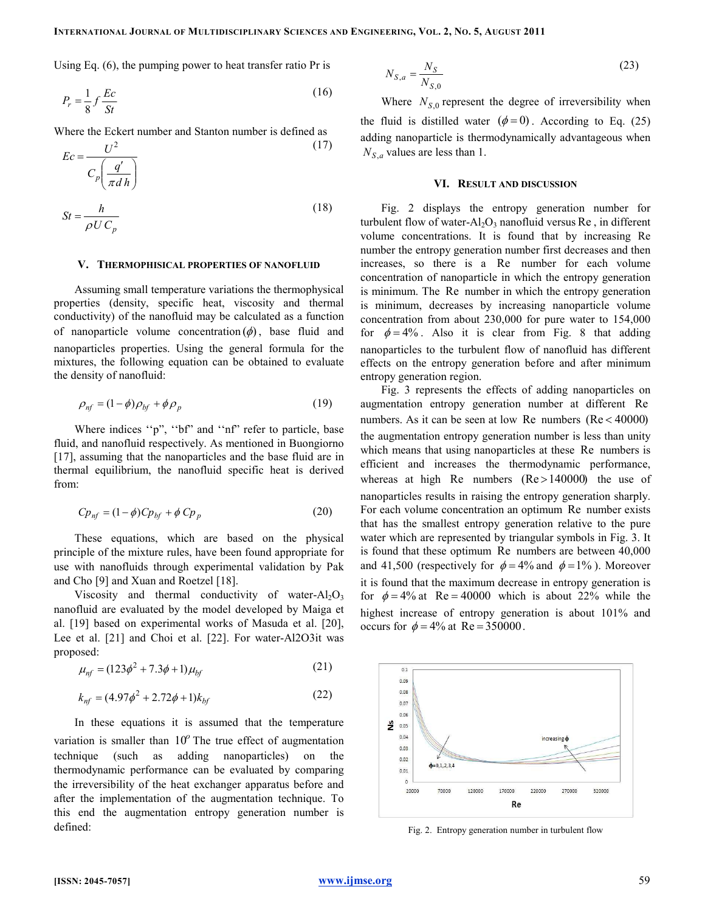Using Eq. (6), the pumping power to heat transfer ratio Pr is

$$P_r = \frac{1}{8} f \frac{Ec}{St} \tag{16}$$

Where the Eckert number and Stanton number is defined as

$$Ec = \frac{U^2}{C_p\left(\frac{q'}{\pi d h}\right)} \tag{17}$$

$$St = \frac{h}{\rho U C_p} \tag{18}$$

## V. Thermophisical Properties of Nanofluid

Assuming small temperature variations the thermophysical properties (density, specific heat, viscosity and thermal conductivity) of the nanofluid may be calculated as a function of nanoparticle volume concentration $(\phi)$, base fluid and nanoparticles properties. Using the general formula for the mixtures, the following equation can be obtained to evaluate the density of nanofluid:

$$\rho_{nf} = (1-\phi)\rho_{bf} + \phi\rho_p \tag{19}$$

Where indices ''p'', ''bf'' and ''nf'' refer to particle, base fluid, and nanofluid respectively. As mentioned in Buongiorno [17], assuming that the nanoparticles and the base fluid are in thermal equilibrium, the nanofluid specific heat is derived from:

$$Cp_{nf} = (1-\phi)Cp_{bf} + \phi\, Cp_p \tag{20}$$

These equations, which are based on the physical principle of the mixture rules, have been found appropriate for use with nanofluids through experimental validation by Pak and Cho [9] and Xuan and Roetzel [18].

Viscosity and thermal conductivity of water-$Al_2O_3$ nanofluid are evaluated by the model developed by Maiga et al. [19] based on experimental works of Masuda et al. [20], Lee et al. [21] and Choi et al. [22]. For water-Al2O3it was proposed:

$$\mu_{nf} = (123\phi^2 + 7.3\phi + 1)\mu_{bf} \tag{21}$$

$$k_{nf} = (4.97\phi^2 + 2.72\phi + 1)k_{bf} \tag{22}$$

In these equations it is assumed that the temperature variation is smaller than $10^o$ The true effect of augmentation technique (such as adding nanoparticles) on the thermodynamic performance can be evaluated by comparing the irreversibility of the heat exchanger apparatus before and after the implementation of the augmentation technique. To this end the augmentation entropy generation number is defined:

$$N_{S,a} = \frac{N_S}{N_{S,0}} \tag{23}$$

Where $N_{S,0}$ represent the degree of irreversibility when the fluid is distilled water $(\phi = 0)$. According to Eq. (25) adding nanoparticle is thermodynamically advantageous when $N_{S,a}$ values are less than 1.

## VI. Result and Discussion

Fig. 2 displays the entropy generation number for turbulent flow of water-$Al_2O_3$ nanofluid versus $\mathrm{Re}$, in different volume concentrations. It is found that by increasing Re number the entropy generation number first decreases and then increases, so there is a Re number for each volume concentration of nanoparticle in which the entropy generation is minimum. The Re number in which the entropy generation is minimum, decreases by increasing nanoparticle volume concentration from about 230,000 for pure water to 154,000 for $\phi = 4\%$. Also it is clear from Fig. 8 that adding nanoparticles to the turbulent flow of nanofluid has different effects on the entropy generation before and after minimum entropy generation region.

Fig. 3 represents the effects of adding nanoparticles on augmentation entropy generation number at different Re numbers. As it can be seen at low Re numbers $(\mathrm{Re} < 40000)$ the augmentation entropy generation number is less than unity which means that using nanoparticles at these Re numbers is efficient and increases the thermodynamic performance, whereas at high Re numbers $(\mathrm{Re} > 140000)$ the use of nanoparticles results in raising the entropy generation sharply. For each volume concentration an optimum Re number exists that has the smallest entropy generation relative to the pure water which are represented by triangular symbols in Fig. 3. It is found that these optimum Re numbers are between 40,000 and 41,500 (respectively for $\phi = 4\%$ and $\phi = 1\%$ ). Moreover it is found that the maximum decrease in entropy generation is for $\phi = 4\%$ at $\mathrm{Re} = 40000$ which is about 22% while the highest increase of entropy generation is about 101% and occurs for $\phi = 4\%$ at $\mathrm{Re} = 350000$.

Fig. 2. Entropy generation number in turbulent flow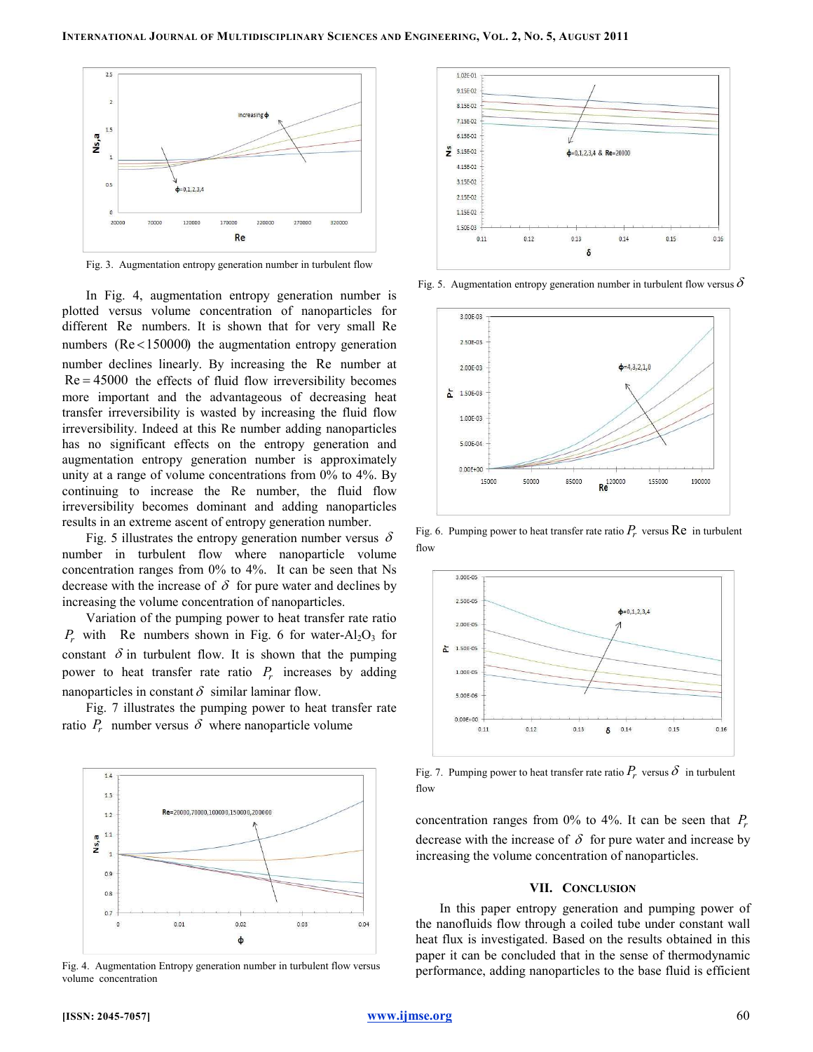Fig. 3. Augmentation entropy generation number in turbulent flow

In Fig. 4, augmentation entropy generation number is plotted versus volume concentration of nanoparticles for different Re numbers. It is shown that for very small Re numbers ($Re < 150000$) the augmentation entropy generation number declines linearly. By increasing the Re number at $Re = 45000$ the effects of fluid flow irreversibility becomes more important and the advantageous of decreasing heat transfer irreversibility is wasted by increasing the fluid flow irreversibility. Indeed at this Re number adding nanoparticles has no significant effects on the entropy generation and augmentation entropy generation number is approximately unity at a range of volume concentrations from 0% to 4%. By continuing to increase the Re number, the fluid flow irreversibility becomes dominant and adding nanoparticles results in an extreme ascent of entropy generation number.

Fig. 5 illustrates the entropy generation number versus $\delta$ number in turbulent flow where nanoparticle volume concentration ranges from 0% to 4%. It can be seen that Ns decrease with the increase of $\delta$ for pure water and declines by increasing the volume concentration of nanoparticles.

Variation of the pumping power to heat transfer rate ratio $P_r$ with Re numbers shown in Fig. 6 for water-$Al_2O_3$ for constant $\delta$ in turbulent flow. It is shown that the pumping power to heat transfer rate ratio $P_r$ increases by adding nanoparticles in constant $\delta$ similar laminar flow.

Fig. 7 illustrates the pumping power to heat transfer rate ratio $P_r$ number versus $\delta$ where nanoparticle volume concentration ranges from 0% to 4%. It can be seen that $P_r$ decrease with the increase of $\delta$ for pure water and increase by increasing the volume concentration of nanoparticles.

Fig. 4. Augmentation Entropy generation number in turbulent flow versus volume concentration

Fig. 5. Augmentation entropy generation number in turbulent flow versus $\delta$

Fig. 6. Pumping power to heat transfer rate ratio $P_r$ versus Re in turbulent flow

Fig. 7. Pumping power to heat transfer rate ratio $P_r$ versus $\delta$ in turbulent flow

## VII. Conclusion

In this paper entropy generation and pumping power of the nanofluids flow through a coiled tube under constant wall heat flux is investigated. Based on the results obtained in this paper it can be concluded that in the sense of thermodynamic performance, adding nanoparticles to the base fluid is efficient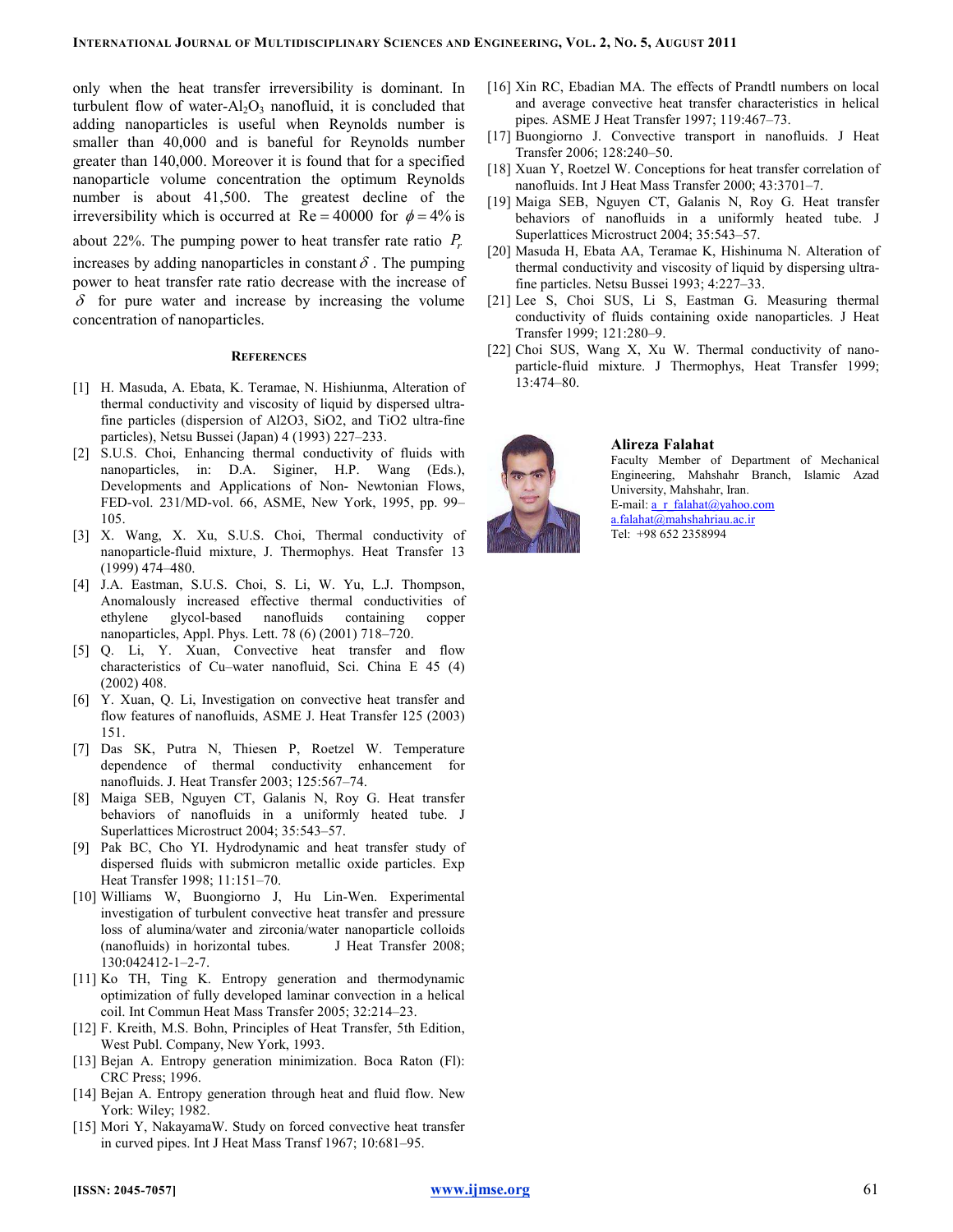only when the heat transfer irreversibility is dominant. In turbulent flow of water-$Al_2O_3$ nanofluid, it is concluded that adding nanoparticles is useful when Reynolds number is smaller than 40,000 and is baneful for Reynolds number greater than 140,000. Moreover it is found that for a specified nanoparticle volume concentration the optimum Reynolds number is about 41,500. The greatest decline of the irreversibility which is occurred at $\mathrm{Re}=40000$ for $\phi=4\%$ is about 22%. The pumping power to heat transfer rate ratio $P_r$ increases by adding nanoparticles in constant $\delta$. The pumping power to heat transfer rate ratio decrease with the increase of $\delta$ for pure water and increase by increasing the volume concentration of nanoparticles.

## References

[1] H. Masuda, A. Ebata, K. Teramae, N. Hishiunma, Alteration of thermal conductivity and viscosity of liquid by dispersed ultra-fine particles (dispersion of Al2O3, SiO2, and TiO2 ultra-fine particles), Netsu Bussei (Japan) 4 (1993) 227–233.

[2] S.U.S. Choi, Enhancing thermal conductivity of fluids with nanoparticles, in: D.A. Siginer, H.P. Wang (Eds.), Developments and Applications of Non- Newtonian Flows, FED-vol. 231/MD-vol. 66, ASME, New York, 1995, pp. 99–105.

[3] X. Wang, X. Xu, S.U.S. Choi, Thermal conductivity of nanoparticle-fluid mixture, J. Thermophys. Heat Transfer 13 (1999) 474–480.

[4] J.A. Eastman, S.U.S. Choi, S. Li, W. Yu, L.J. Thompson, Anomalously increased effective thermal conductivities of ethylene glycol-based nanofluids containing copper nanoparticles, Appl. Phys. Lett. 78 (6) (2001) 718–720.

[5] Q. Li, Y. Xuan, Convective heat transfer and flow characteristics of Cu–water nanofluid, Sci. China E 45 (4) (2002) 408.

[6] Y. Xuan, Q. Li, Investigation on convective heat transfer and flow features of nanofluids, ASME J. Heat Transfer 125 (2003) 151.

[7] Das SK, Putra N, Thiesen P, Roetzel W. Temperature dependence of thermal conductivity enhancement for nanofluids. J. Heat Transfer 2003; 125:567–74.

[8] Maiga SEB, Nguyen CT, Galanis N, Roy G. Heat transfer behaviors of nanofluids in a uniformly heated tube. J Superlattices Microstruct 2004; 35:543–57.

[9] Pak BC, Cho YI. Hydrodynamic and heat transfer study of dispersed fluids with submicron metallic oxide particles. Exp Heat Transfer 1998; 11:151–70.

[10] Williams W, Buongiorno J, Hu Lin-Wen. Experimental investigation of turbulent convective heat transfer and pressure loss of alumina/water and zirconia/water nanoparticle colloids (nanofluids) in horizontal tubes. J Heat Transfer 2008; 130:042412-1–2-7.

[11] Ko TH, Ting K. Entropy generation and thermodynamic optimization of fully developed laminar convection in a helical coil. Int Commun Heat Mass Transfer 2005; 32:214–23.

[12] F. Kreith, M.S. Bohn, Principles of Heat Transfer, 5th Edition, West Publ. Company, New York, 1993.

[13] Bejan A. Entropy generation minimization. Boca Raton (Fl): CRC Press; 1996.

[14] Bejan A. Entropy generation through heat and fluid flow. New York: Wiley; 1982.

[15] Mori Y, NakayamaW. Study on forced convective heat transfer in curved pipes. Int J Heat Mass Transf 1967; 10:681–95.

[16] Xin RC, Ebadian MA. The effects of Prandtl numbers on local and average convective heat transfer characteristics in helical pipes. ASME J Heat Transfer 1997; 119:467–73.

[17] Buongiorno J. Convective transport in nanofluids. J Heat Transfer 2006; 128:240–50.

[18] Xuan Y, Roetzel W. Conceptions for heat transfer correlation of nanofluids. Int J Heat Mass Transfer 2000; 43:3701–7.

[19] Maiga SEB, Nguyen CT, Galanis N, Roy G. Heat transfer behaviors of nanofluids in a uniformly heated tube. J Superlattices Microstruct 2004; 35:543–57.

[20] Masuda H, Ebata AA, Teramae K, Hishinuma N. Alteration of thermal conductivity and viscosity of liquid by dispersing ultra-fine particles. Netsu Bussei 1993; 4:227–33.

[21] Lee S, Choi SUS, Li S, Eastman G. Measuring thermal conductivity of fluids containing oxide nanoparticles. J Heat Transfer 1999; 121:280–9.

[22] Choi SUS, Wang X, Xu W. Thermal conductivity of nano-particle-fluid mixture. J Thermophys, Heat Transfer 1999; 13:474–80.

**Alireza Falahat**
Faculty Member of Department of Mechanical Engineering, Mahshahr Branch, Islamic Azad University, Mahshahr, Iran.
E-mail: a_r_falahat@yahoo.com
a.falahat@mahshahriau.ac.ir
Tel: +98 652 2358994